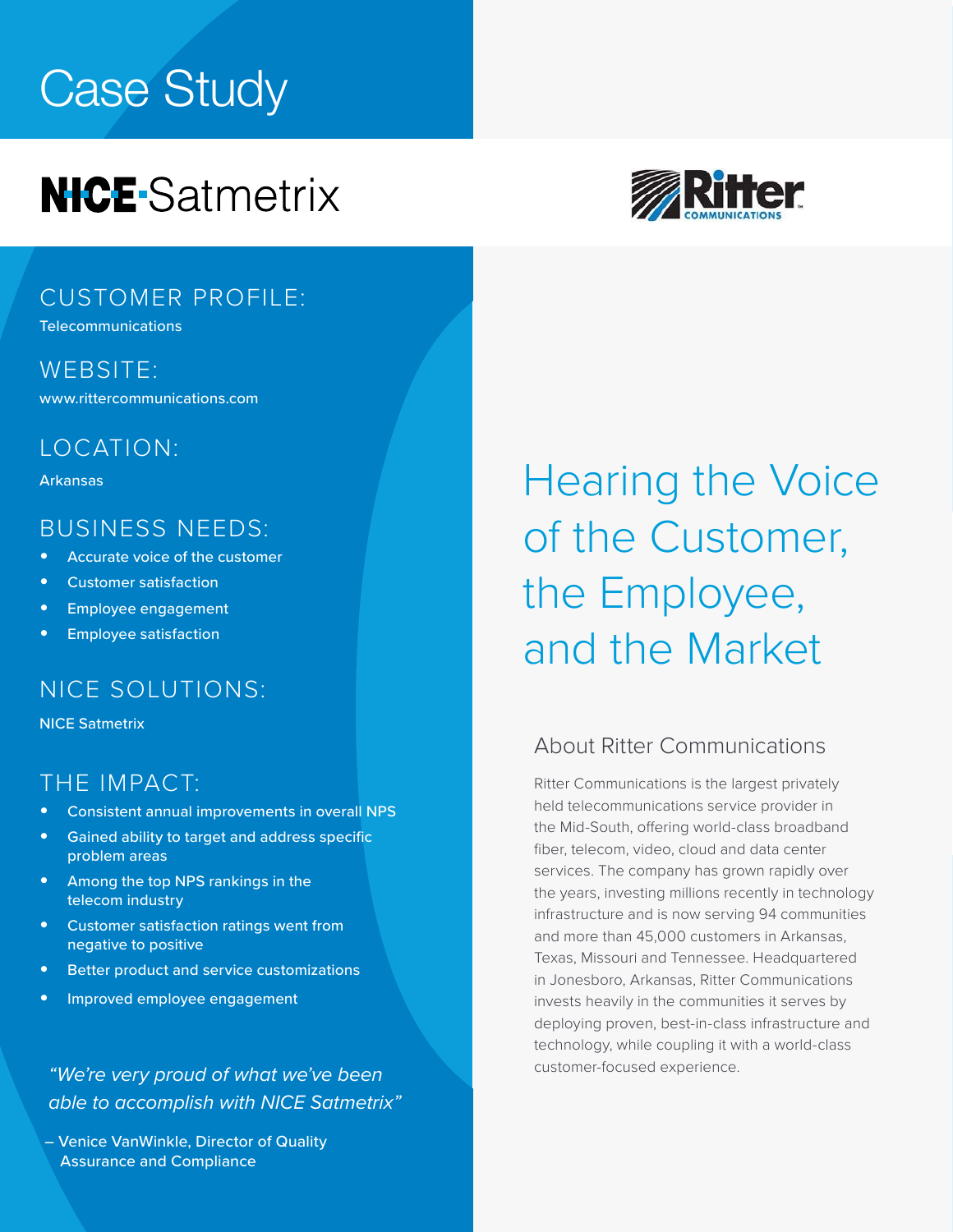# Case Study

NICE Satmetrix

Ritter Communications

## Hearing the Voice of the Customer, the Employee, and the Market

### CUSTOMER PROFILE:

Telecommunications

### WEBSITE:

www.rittercommunications.com

### LOCATION:

Arkansas

### BUSINESS NEEDS:

- Accurate voice of the customer
- Customer satisfaction
- Employee engagement
- Employee satisfaction

### NICE SOLUTIONS:

NICE Satmetrix

### THE IMPACT:

- Consistent annual improvements in overall NPS
- Gained ability to target and address specific problem areas
- Among the top NPS rankings in the telecom industry
- Customer satisfaction ratings went from negative to positive
- Better product and service customizations
- Improved employee engagement

*"We're very proud of what we've been able to accomplish with NICE Satmetrix"*

– Venice VanWinkle, Director of Quality Assurance and Compliance

### About Ritter Communications

Ritter Communications is the largest privately held telecommunications service provider in the Mid-South, offering world-class broadband fiber, telecom, video, cloud and data center services. The company has grown rapidly over the years, investing millions recently in technology infrastructure and is now serving 94 communities and more than 45,000 customers in Arkansas, Texas, Missouri and Tennessee. Headquartered in Jonesboro, Arkansas, Ritter Communications invests heavily in the communities it serves by deploying proven, best-in-class infrastructure and technology, while coupling it with a world-class customer-focused experience.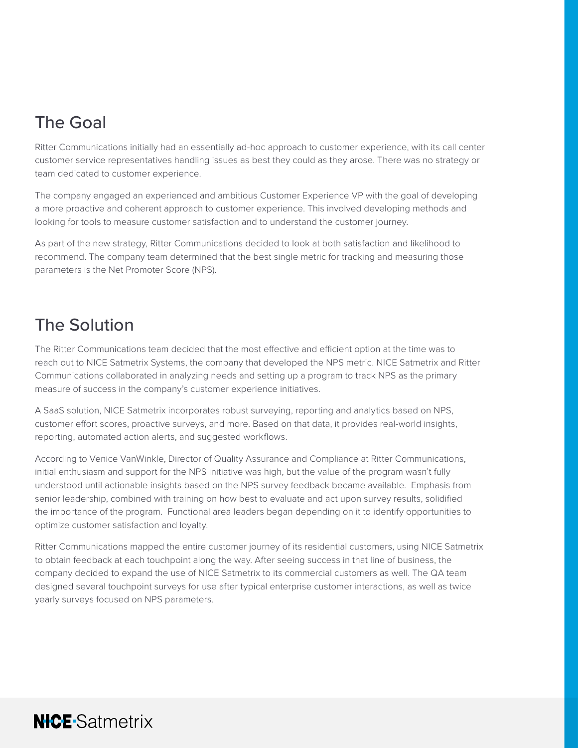## The Goal

Ritter Communications initially had an essentially ad-hoc approach to customer experience, with its call center customer service representatives handling issues as best they could as they arose. There was no strategy or team dedicated to customer experience.

The company engaged an experienced and ambitious Customer Experience VP with the goal of developing a more proactive and coherent approach to customer experience. This involved developing methods and looking for tools to measure customer satisfaction and to understand the customer journey.

As part of the new strategy, Ritter Communications decided to look at both satisfaction and likelihood to recommend. The company team determined that the best single metric for tracking and measuring those parameters is the Net Promoter Score (NPS).

## The Solution

The Ritter Communications team decided that the most effective and efficient option at the time was to reach out to NICE Satmetrix Systems, the company that developed the NPS metric. NICE Satmetrix and Ritter Communications collaborated in analyzing needs and setting up a program to track NPS as the primary measure of success in the company's customer experience initiatives.

A SaaS solution, NICE Satmetrix incorporates robust surveying, reporting and analytics based on NPS, customer effort scores, proactive surveys, and more. Based on that data, it provides real-world insights, reporting, automated action alerts, and suggested workflows.

According to Venice VanWinkle, Director of Quality Assurance and Compliance at Ritter Communications, initial enthusiasm and support for the NPS initiative was high, but the value of the program wasn't fully understood until actionable insights based on the NPS survey feedback became available. Emphasis from senior leadership, combined with training on how best to evaluate and act upon survey results, solidified the importance of the program. Functional area leaders began depending on it to identify opportunities to optimize customer satisfaction and loyalty.

Ritter Communications mapped the entire customer journey of its residential customers, using NICE Satmetrix to obtain feedback at each touchpoint along the way. After seeing success in that line of business, the company decided to expand the use of NICE Satmetrix to its commercial customers as well. The QA team designed several touchpoint surveys for use after typical enterprise customer interactions, as well as twice yearly surveys focused on NPS parameters.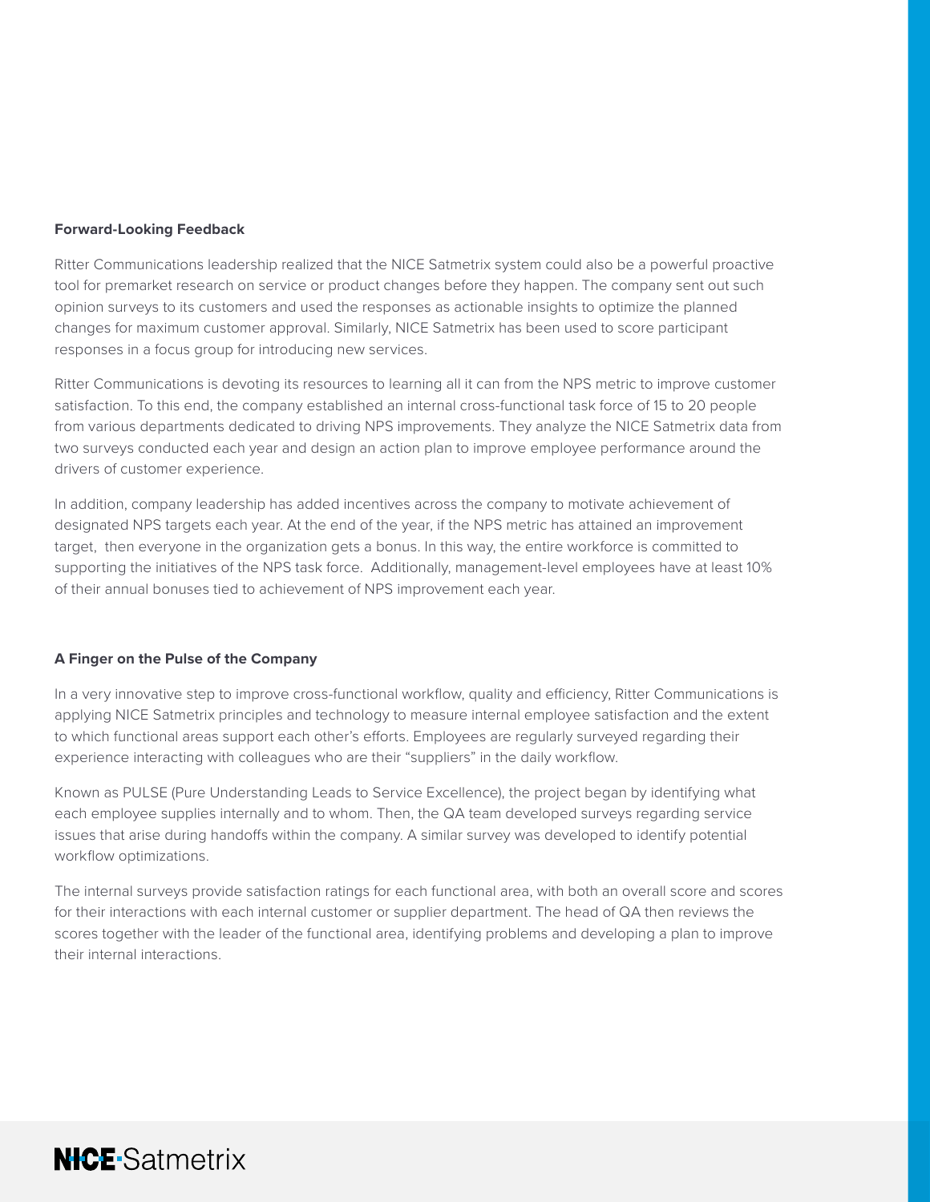### Forward-Looking Feedback

Ritter Communications leadership realized that the NICE Satmetrix system could also be a powerful proactive tool for premarket research on service or product changes before they happen. The company sent out such opinion surveys to its customers and used the responses as actionable insights to optimize the planned changes for maximum customer approval. Similarly, NICE Satmetrix has been used to score participant responses in a focus group for introducing new services.

Ritter Communications is devoting its resources to learning all it can from the NPS metric to improve customer satisfaction. To this end, the company established an internal cross-functional task force of 15 to 20 people from various departments dedicated to driving NPS improvements. They analyze the NICE Satmetrix data from two surveys conducted each year and design an action plan to improve employee performance around the drivers of customer experience.

In addition, company leadership has added incentives across the company to motivate achievement of designated NPS targets each year. At the end of the year, if the NPS metric has attained an improvement target, then everyone in the organization gets a bonus. In this way, the entire workforce is committed to supporting the initiatives of the NPS task force. Additionally, management-level employees have at least 10% of their annual bonuses tied to achievement of NPS improvement each year.

### A Finger on the Pulse of the Company

In a very innovative step to improve cross-functional workflow, quality and efficiency, Ritter Communications is applying NICE Satmetrix principles and technology to measure internal employee satisfaction and the extent to which functional areas support each other's efforts. Employees are regularly surveyed regarding their experience interacting with colleagues who are their "suppliers" in the daily workflow.

Known as PULSE (Pure Understanding Leads to Service Excellence), the project began by identifying what each employee supplies internally and to whom. Then, the QA team developed surveys regarding service issues that arise during handoffs within the company. A similar survey was developed to identify potential workflow optimizations.

The internal surveys provide satisfaction ratings for each functional area, with both an overall score and scores for their interactions with each internal customer or supplier department. The head of QA then reviews the scores together with the leader of the functional area, identifying problems and developing a plan to improve their internal interactions.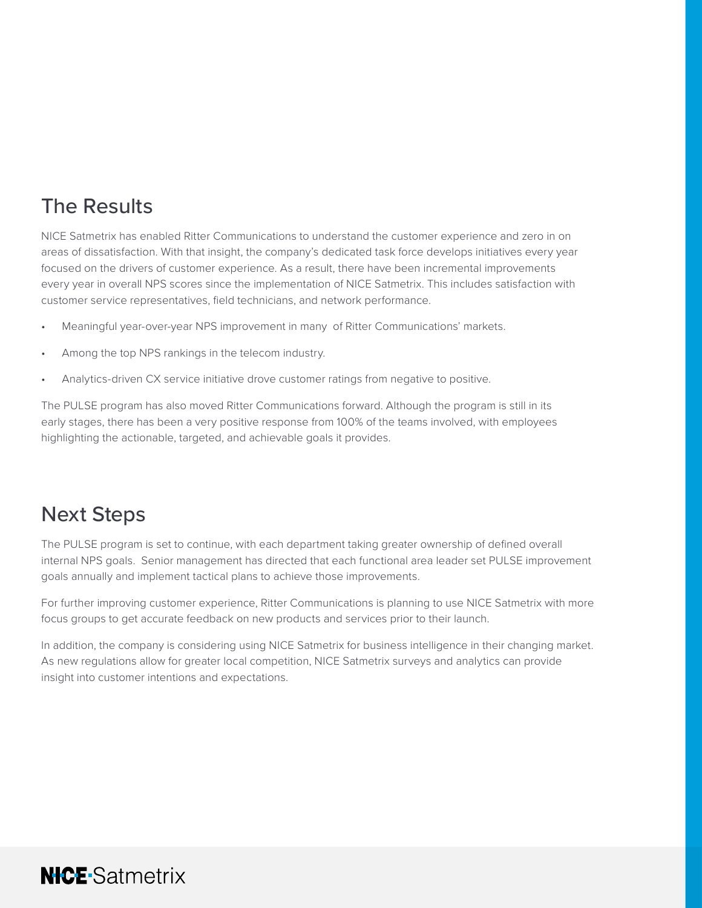## The Results

NICE Satmetrix has enabled Ritter Communications to understand the customer experience and zero in on areas of dissatisfaction. With that insight, the company's dedicated task force develops initiatives every year focused on the drivers of customer experience. As a result, there have been incremental improvements every year in overall NPS scores since the implementation of NICE Satmetrix. This includes satisfaction with customer service representatives, field technicians, and network performance.

- Meaningful year-over-year NPS improvement in many of Ritter Communications' markets.
- Among the top NPS rankings in the telecom industry.
- Analytics-driven CX service initiative drove customer ratings from negative to positive.

The PULSE program has also moved Ritter Communications forward. Although the program is still in its early stages, there has been a very positive response from 100% of the teams involved, with employees highlighting the actionable, targeted, and achievable goals it provides.

## Next Steps

The PULSE program is set to continue, with each department taking greater ownership of defined overall internal NPS goals. Senior management has directed that each functional area leader set PULSE improvement goals annually and implement tactical plans to achieve those improvements.

For further improving customer experience, Ritter Communications is planning to use NICE Satmetrix with more focus groups to get accurate feedback on new products and services prior to their launch.

In addition, the company is considering using NICE Satmetrix for business intelligence in their changing market. As new regulations allow for greater local competition, NICE Satmetrix surveys and analytics can provide insight into customer intentions and expectations.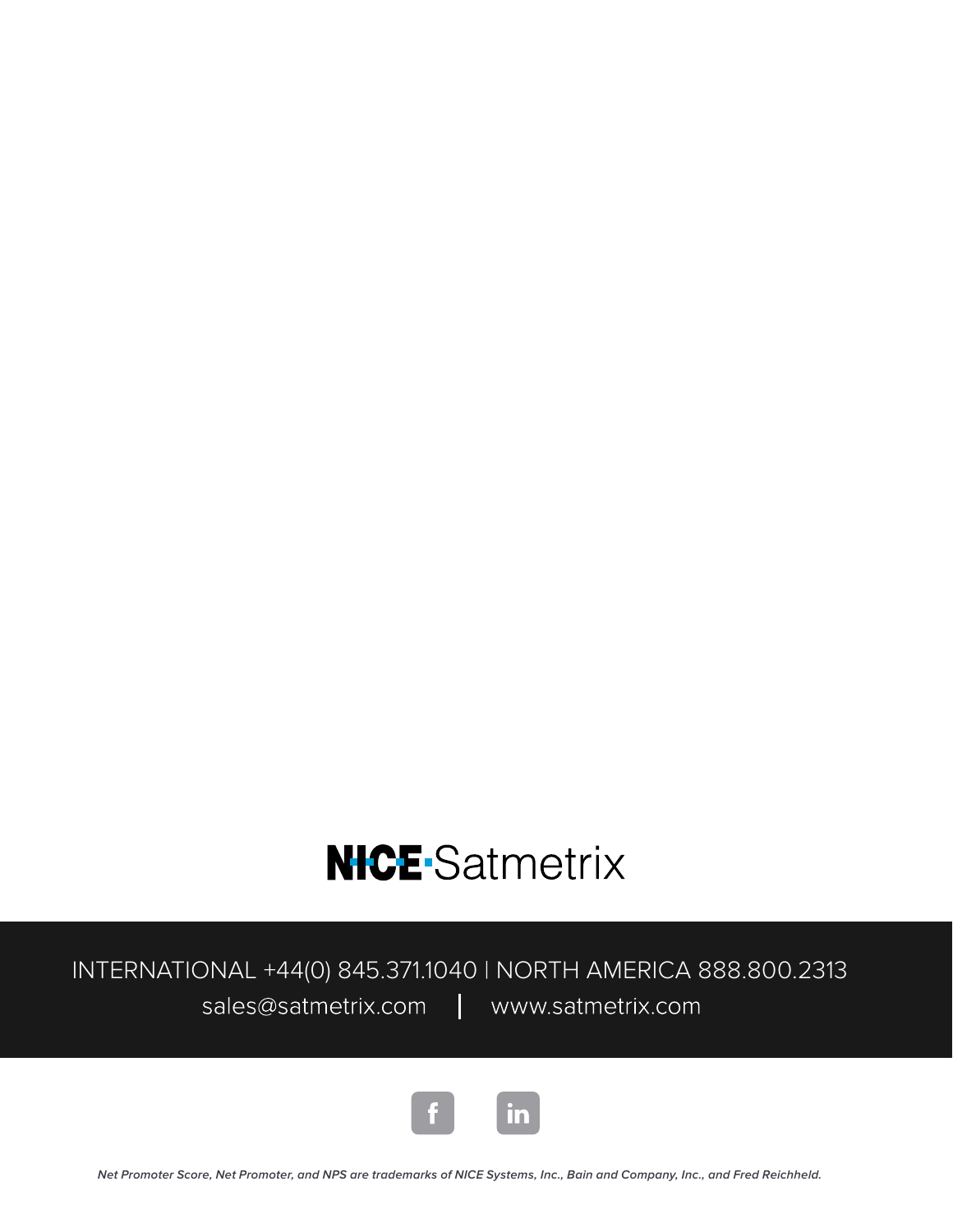NICE Satmetrix

INTERNATIONAL +44(0) 845.371.1040 | NORTH AMERICA 888.800.2313

sales@satmetrix.com | www.satmetrix.com

*Net Promoter Score, Net Promoter, and NPS are trademarks of NICE Systems, Inc., Bain and Company, Inc., and Fred Reichheld.*